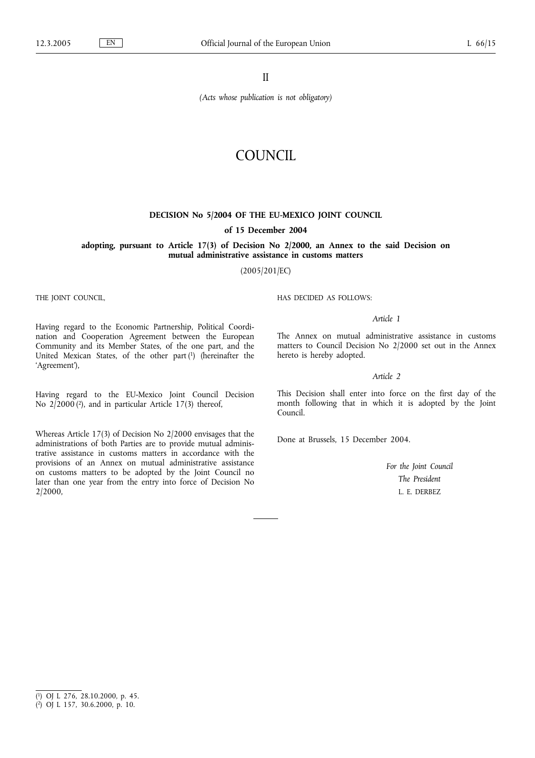II

*(Acts whose publication is not obligatory)*

# COUNCIL

## DECISION No 5/2004 OF THE EU-MEXICO JOINT COUNCIL

### of 15 December 2004

### adopting, pursuant to Article 17(3) of Decision No 2/2000, an Annex to the said Decision on mutual administrative assistance in customs matters

(2005/201/EC)

THE JOINT COUNCIL,

Having regard to the Economic Partnership, Political Coordination and Cooperation Agreement between the European Community and its Member States, of the one part, and the United Mexican States, of the other part [1] (hereinafter the 'Agreement'),

Having regard to the EU-Mexico Joint Council Decision No 2/2000 [2], and in particular Article 17(3) thereof,

Whereas Article 17(3) of Decision No 2/2000 envisages that the administrations of both Parties are to provide mutual administrative assistance in customs matters in accordance with the provisions of an Annex on mutual administrative assistance on customs matters to be adopted by the Joint Council no later than one year from the entry into force of Decision No 2/2000,

HAS DECIDED AS FOLLOWS:

*Article 1*

The Annex on mutual administrative assistance in customs matters to Council Decision No 2/2000 set out in the Annex hereto is hereby adopted.

*Article 2*

This Decision shall enter into force on the first day of the month following that in which it is adopted by the Joint Council.

Done at Brussels, 15 December 2004.

*For the Joint Council*

*The President*

L. E. DERBEZ

---

[1] OJ L 276, 28.10.2000, p. 45.

[2] OJ L 157, 30.6.2000, p. 10.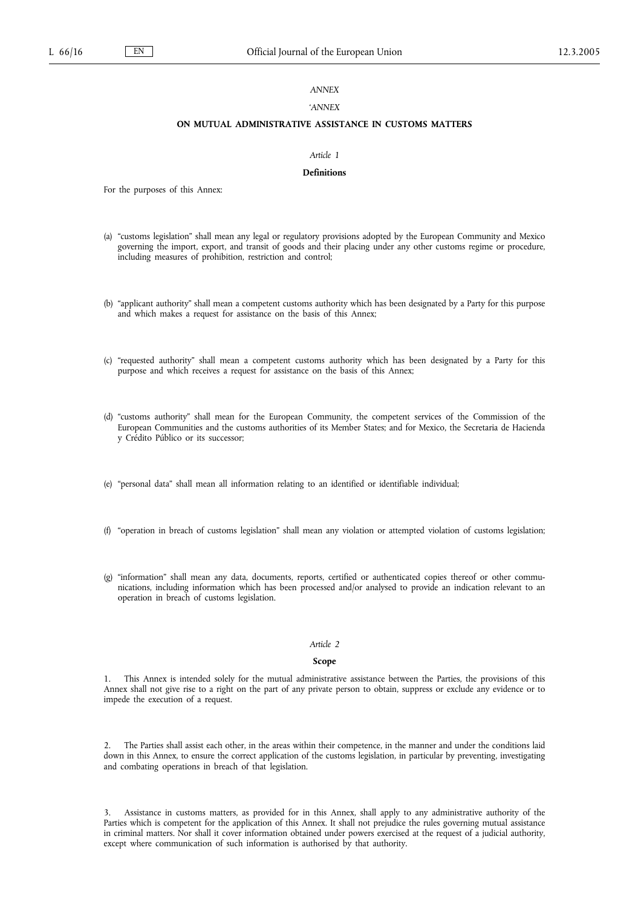*ANNEX*

*'ANNEX*

**ON MUTUAL ADMINISTRATIVE ASSISTANCE IN CUSTOMS MATTERS**

*Article 1*

**Definitions**

For the purposes of this Annex:

(a) "customs legislation" shall mean any legal or regulatory provisions adopted by the European Community and Mexico governing the import, export, and transit of goods and their placing under any other customs regime or procedure, including measures of prohibition, restriction and control;

(b) "applicant authority" shall mean a competent customs authority which has been designated by a Party for this purpose and which makes a request for assistance on the basis of this Annex;

(c) "requested authority" shall mean a competent customs authority which has been designated by a Party for this purpose and which receives a request for assistance on the basis of this Annex;

(d) "customs authority" shall mean for the European Community, the competent services of the Commission of the European Communities and the customs authorities of its Member States; and for Mexico, the Secretaria de Hacienda y Crédito Público or its successor;

(e) "personal data" shall mean all information relating to an identified or identifiable individual;

(f) "operation in breach of customs legislation" shall mean any violation or attempted violation of customs legislation;

(g) "information" shall mean any data, documents, reports, certified or authenticated copies thereof or other communications, including information which has been processed and/or analysed to provide an indication relevant to an operation in breach of customs legislation.

*Article 2*

**Scope**

1. This Annex is intended solely for the mutual administrative assistance between the Parties, the provisions of this Annex shall not give rise to a right on the part of any private person to obtain, suppress or exclude any evidence or to impede the execution of a request.

2. The Parties shall assist each other, in the areas within their competence, in the manner and under the conditions laid down in this Annex, to ensure the correct application of the customs legislation, in particular by preventing, investigating and combating operations in breach of that legislation.

3. Assistance in customs matters, as provided for in this Annex, shall apply to any administrative authority of the Parties which is competent for the application of this Annex. It shall not prejudice the rules governing mutual assistance in criminal matters. Nor shall it cover information obtained under powers exercised at the request of a judicial authority, except where communication of such information is authorised by that authority.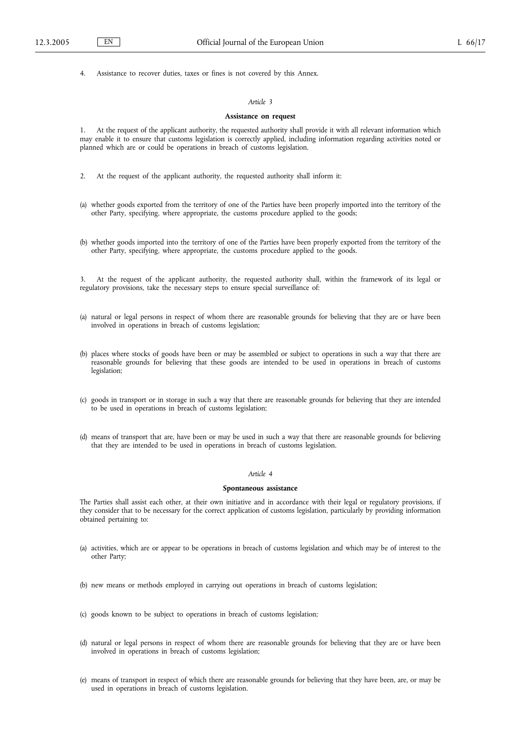4. Assistance to recover duties, taxes or fines is not covered by this Annex.

*Article 3*

**Assistance on request**

1. At the request of the applicant authority, the requested authority shall provide it with all relevant information which may enable it to ensure that customs legislation is correctly applied, including information regarding activities noted or planned which are or could be operations in breach of customs legislation.

2. At the request of the applicant authority, the requested authority shall inform it:

(a) whether goods exported from the territory of one of the Parties have been properly imported into the territory of the other Party, specifying, where appropriate, the customs procedure applied to the goods;

(b) whether goods imported into the territory of one of the Parties have been properly exported from the territory of the other Party, specifying, where appropriate, the customs procedure applied to the goods.

3. At the request of the applicant authority, the requested authority shall, within the framework of its legal or regulatory provisions, take the necessary steps to ensure special surveillance of:

(a) natural or legal persons in respect of whom there are reasonable grounds for believing that they are or have been involved in operations in breach of customs legislation;

(b) places where stocks of goods have been or may be assembled or subject to operations in such a way that there are reasonable grounds for believing that these goods are intended to be used in operations in breach of customs legislation;

(c) goods in transport or in storage in such a way that there are reasonable grounds for believing that they are intended to be used in operations in breach of customs legislation;

(d) means of transport that are, have been or may be used in such a way that there are reasonable grounds for believing that they are intended to be used in operations in breach of customs legislation.

*Article 4*

**Spontaneous assistance**

The Parties shall assist each other, at their own initiative and in accordance with their legal or regulatory provisions, if they consider that to be necessary for the correct application of customs legislation, particularly by providing information obtained pertaining to:

(a) activities, which are or appear to be operations in breach of customs legislation and which may be of interest to the other Party;

(b) new means or methods employed in carrying out operations in breach of customs legislation;

(c) goods known to be subject to operations in breach of customs legislation;

(d) natural or legal persons in respect of whom there are reasonable grounds for believing that they are or have been involved in operations in breach of customs legislation;

(e) means of transport in respect of which there are reasonable grounds for believing that they have been, are, or may be used in operations in breach of customs legislation.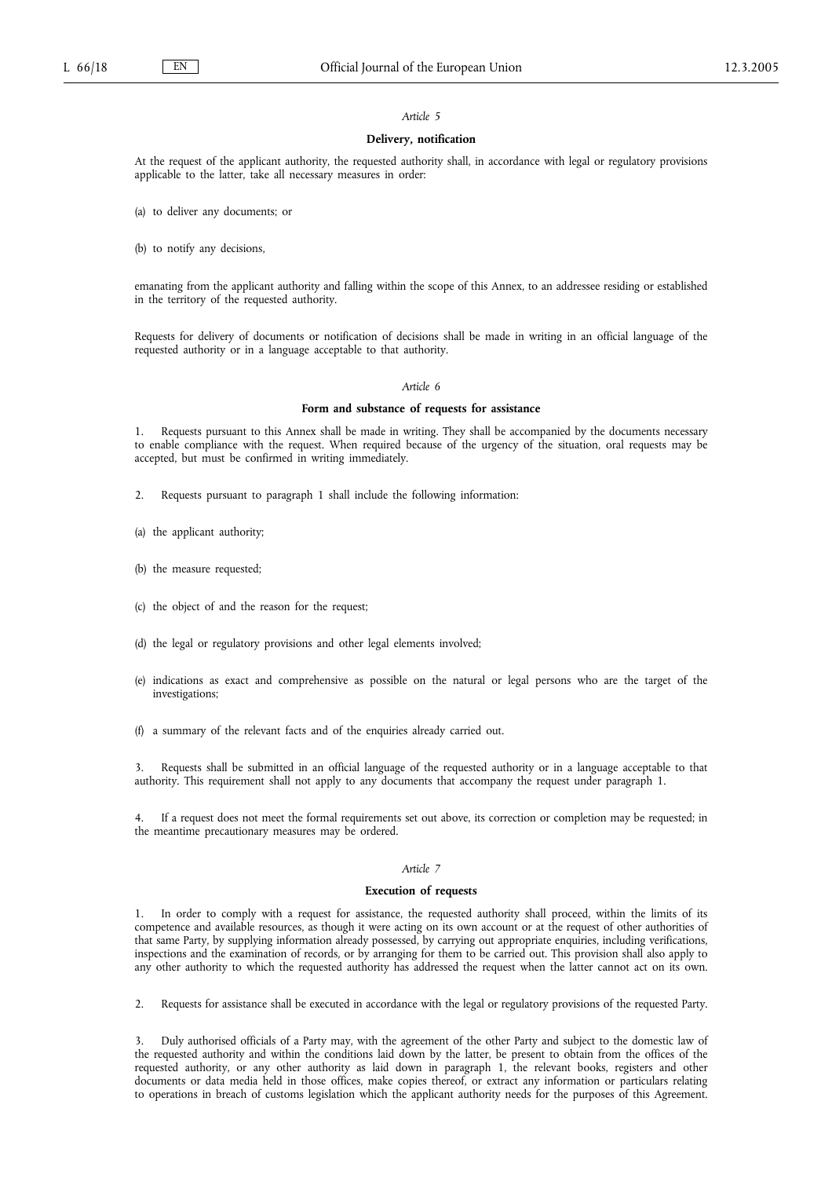*Article 5*

**Delivery, notification**

At the request of the applicant authority, the requested authority shall, in accordance with legal or regulatory provisions applicable to the latter, take all necessary measures in order:

(a) to deliver any documents; or

(b) to notify any decisions,

emanating from the applicant authority and falling within the scope of this Annex, to an addressee residing or established in the territory of the requested authority.

Requests for delivery of documents or notification of decisions shall be made in writing in an official language of the requested authority or in a language acceptable to that authority.

*Article 6*

**Form and substance of requests for assistance**

1. Requests pursuant to this Annex shall be made in writing. They shall be accompanied by the documents necessary to enable compliance with the request. When required because of the urgency of the situation, oral requests may be accepted, but must be confirmed in writing immediately.

2. Requests pursuant to paragraph 1 shall include the following information:

(a) the applicant authority;

(b) the measure requested;

(c) the object of and the reason for the request;

(d) the legal or regulatory provisions and other legal elements involved;

(e) indications as exact and comprehensive as possible on the natural or legal persons who are the target of the investigations;

(f) a summary of the relevant facts and of the enquiries already carried out.

3. Requests shall be submitted in an official language of the requested authority or in a language acceptable to that authority. This requirement shall not apply to any documents that accompany the request under paragraph 1.

4. If a request does not meet the formal requirements set out above, its correction or completion may be requested; in the meantime precautionary measures may be ordered.

*Article 7*

**Execution of requests**

1. In order to comply with a request for assistance, the requested authority shall proceed, within the limits of its competence and available resources, as though it were acting on its own account or at the request of other authorities of that same Party, by supplying information already possessed, by carrying out appropriate enquiries, including verifications, inspections and the examination of records, or by arranging for them to be carried out. This provision shall also apply to any other authority to which the requested authority has addressed the request when the latter cannot act on its own.

2. Requests for assistance shall be executed in accordance with the legal or regulatory provisions of the requested Party.

3. Duly authorised officials of a Party may, with the agreement of the other Party and subject to the domestic law of the requested authority and within the conditions laid down by the latter, be present to obtain from the offices of the requested authority, or any other authority as laid down in paragraph 1, the relevant books, registers and other documents or data media held in those offices, make copies thereof, or extract any information or particulars relating to operations in breach of customs legislation which the applicant authority needs for the purposes of this Agreement.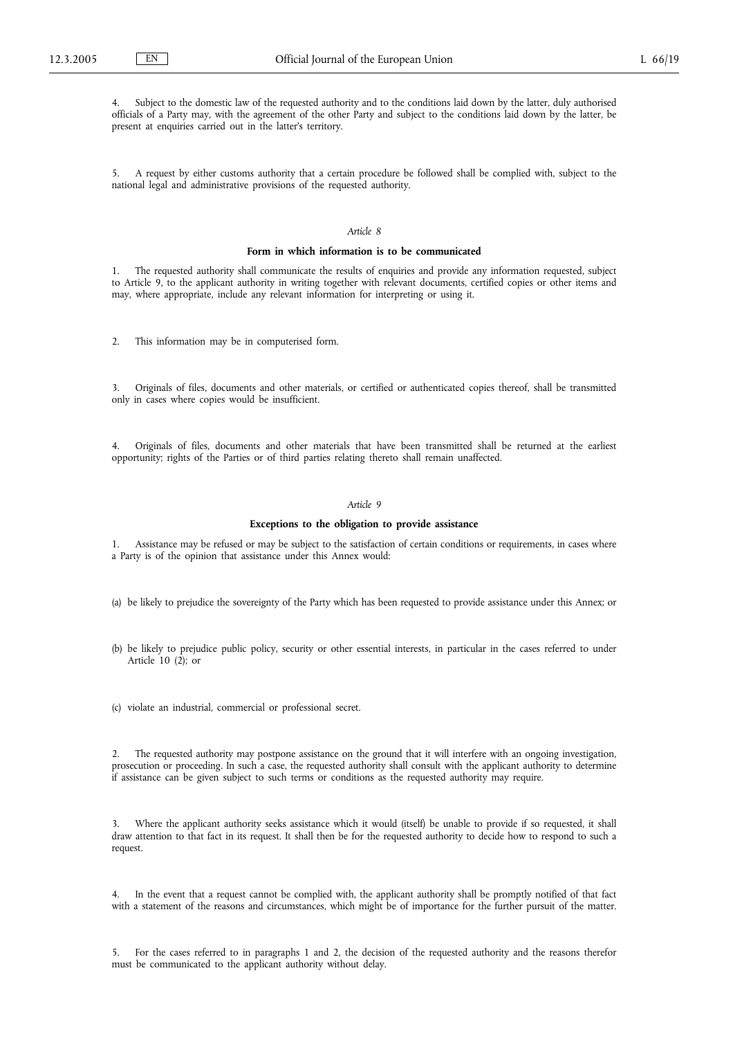4. Subject to the domestic law of the requested authority and to the conditions laid down by the latter, duly authorised officials of a Party may, with the agreement of the other Party and subject to the conditions laid down by the latter, be present at enquiries carried out in the latter's territory.

5. A request by either customs authority that a certain procedure be followed shall be complied with, subject to the national legal and administrative provisions of the requested authority.

*Article 8*

**Form in which information is to be communicated**

1. The requested authority shall communicate the results of enquiries and provide any information requested, subject to Article 9, to the applicant authority in writing together with relevant documents, certified copies or other items and may, where appropriate, include any relevant information for interpreting or using it.

2. This information may be in computerised form.

3. Originals of files, documents and other materials, or certified or authenticated copies thereof, shall be transmitted only in cases where copies would be insufficient.

4. Originals of files, documents and other materials that have been transmitted shall be returned at the earliest opportunity; rights of the Parties or of third parties relating thereto shall remain unaffected.

*Article 9*

**Exceptions to the obligation to provide assistance**

1. Assistance may be refused or may be subject to the satisfaction of certain conditions or requirements, in cases where a Party is of the opinion that assistance under this Annex would:

(a) be likely to prejudice the sovereignty of the Party which has been requested to provide assistance under this Annex; or

(b) be likely to prejudice public policy, security or other essential interests, in particular in the cases referred to under Article 10 (2); or

(c) violate an industrial, commercial or professional secret.

2. The requested authority may postpone assistance on the ground that it will interfere with an ongoing investigation, prosecution or proceeding. In such a case, the requested authority shall consult with the applicant authority to determine if assistance can be given subject to such terms or conditions as the requested authority may require.

3. Where the applicant authority seeks assistance which it would (itself) be unable to provide if so requested, it shall draw attention to that fact in its request. It shall then be for the requested authority to decide how to respond to such a request.

4. In the event that a request cannot be complied with, the applicant authority shall be promptly notified of that fact with a statement of the reasons and circumstances, which might be of importance for the further pursuit of the matter.

5. For the cases referred to in paragraphs 1 and 2, the decision of the requested authority and the reasons therefor must be communicated to the applicant authority without delay.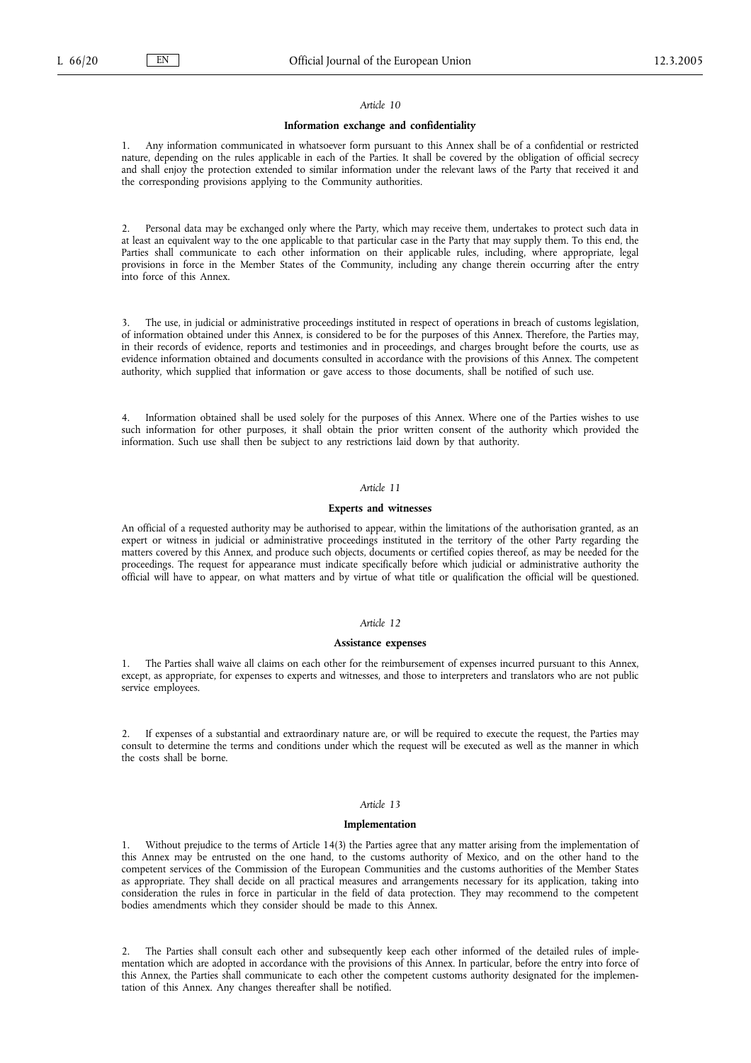*Article 10*

**Information exchange and confidentiality**

1. Any information communicated in whatsoever form pursuant to this Annex shall be of a confidential or restricted nature, depending on the rules applicable in each of the Parties. It shall be covered by the obligation of official secrecy and shall enjoy the protection extended to similar information under the relevant laws of the Party that received it and the corresponding provisions applying to the Community authorities.

2. Personal data may be exchanged only where the Party, which may receive them, undertakes to protect such data in at least an equivalent way to the one applicable to that particular case in the Party that may supply them. To this end, the Parties shall communicate to each other information on their applicable rules, including, where appropriate, legal provisions in force in the Member States of the Community, including any change therein occurring after the entry into force of this Annex.

3. The use, in judicial or administrative proceedings instituted in respect of operations in breach of customs legislation, of information obtained under this Annex, is considered to be for the purposes of this Annex. Therefore, the Parties may, in their records of evidence, reports and testimonies and in proceedings, and charges brought before the courts, use as evidence information obtained and documents consulted in accordance with the provisions of this Annex. The competent authority, which supplied that information or gave access to those documents, shall be notified of such use.

4. Information obtained shall be used solely for the purposes of this Annex. Where one of the Parties wishes to use such information for other purposes, it shall obtain the prior written consent of the authority which provided the information. Such use shall then be subject to any restrictions laid down by that authority.

*Article 11*

**Experts and witnesses**

An official of a requested authority may be authorised to appear, within the limitations of the authorisation granted, as an expert or witness in judicial or administrative proceedings instituted in the territory of the other Party regarding the matters covered by this Annex, and produce such objects, documents or certified copies thereof, as may be needed for the proceedings. The request for appearance must indicate specifically before which judicial or administrative authority the official will have to appear, on what matters and by virtue of what title or qualification the official will be questioned.

*Article 12*

**Assistance expenses**

1. The Parties shall waive all claims on each other for the reimbursement of expenses incurred pursuant to this Annex, except, as appropriate, for expenses to experts and witnesses, and those to interpreters and translators who are not public service employees.

2. If expenses of a substantial and extraordinary nature are, or will be required to execute the request, the Parties may consult to determine the terms and conditions under which the request will be executed as well as the manner in which the costs shall be borne.

*Article 13*

**Implementation**

1. Without prejudice to the terms of Article 14(3) the Parties agree that any matter arising from the implementation of this Annex may be entrusted on the one hand, to the customs authority of Mexico, and on the other hand to the competent services of the Commission of the European Communities and the customs authorities of the Member States as appropriate. They shall decide on all practical measures and arrangements necessary for its application, taking into consideration the rules in force in particular in the field of data protection. They may recommend to the competent bodies amendments which they consider should be made to this Annex.

2. The Parties shall consult each other and subsequently keep each other informed of the detailed rules of implementation which are adopted in accordance with the provisions of this Annex. In particular, before the entry into force of this Annex, the Parties shall communicate to each other the competent customs authority designated for the implementation of this Annex. Any changes thereafter shall be notified.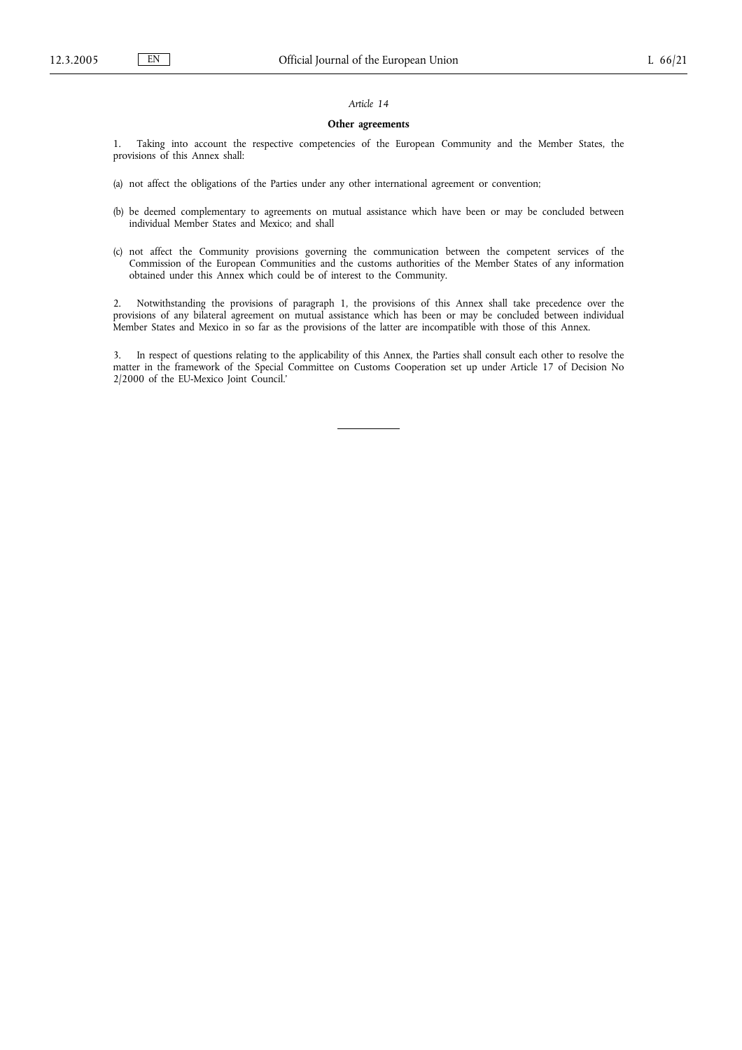*Article 14*

**Other agreements**

1. Taking into account the respective competencies of the European Community and the Member States, the provisions of this Annex shall:

(a) not affect the obligations of the Parties under any other international agreement or convention;

(b) be deemed complementary to agreements on mutual assistance which have been or may be concluded between individual Member States and Mexico; and shall

(c) not affect the Community provisions governing the communication between the competent services of the Commission of the European Communities and the customs authorities of the Member States of any information obtained under this Annex which could be of interest to the Community.

2. Notwithstanding the provisions of paragraph 1, the provisions of this Annex shall take precedence over the provisions of any bilateral agreement on mutual assistance which has been or may be concluded between individual Member States and Mexico in so far as the provisions of the latter are incompatible with those of this Annex.

3. In respect of questions relating to the applicability of this Annex, the Parties shall consult each other to resolve the matter in the framework of the Special Committee on Customs Cooperation set up under Article 17 of Decision No 2/2000 of the EU-Mexico Joint Council.'